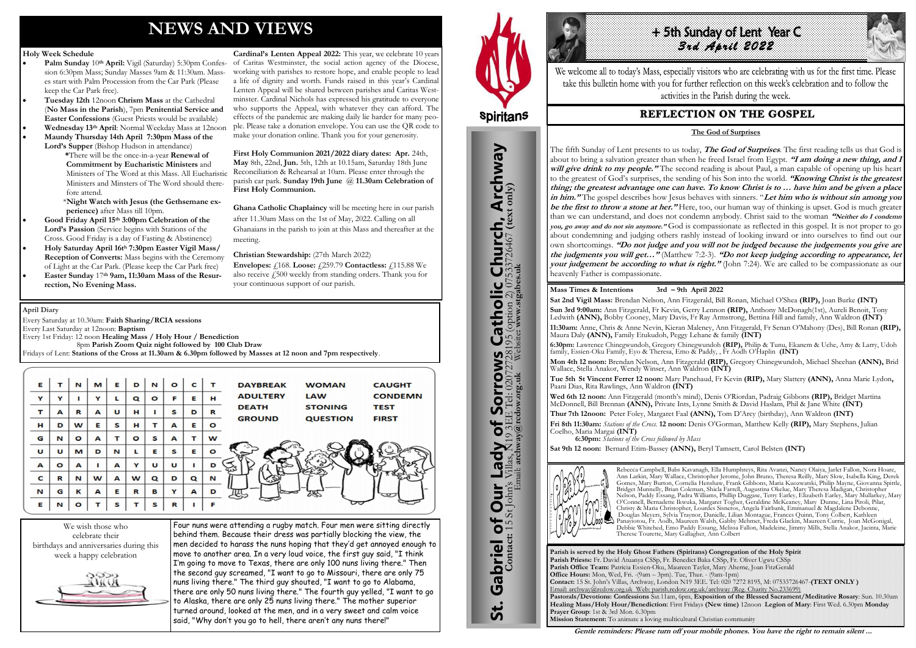# NEWS AND VIEWS

**Holy Week Schedule**

- **Palm Sunday** 10th **April:** Vigil (Saturday) 5:30pm Confession 6:30pm Mass; Sunday Masses 9am & 11:30am. Masses start with Palm Procession from the Car Park (Please keep the Car Park free).
- **Tuesday 12th** 12noon **Chrism Mass** at the Cathedral (**No Mass in the Parish**), 7pm **Penitential Service and Easter Confessions** (Guest Priests would be available)
- **Wednesday 13th April**: Normal Weekday Mass at 12noon
- **Maundy Thursday 14th April 7:30pm Mass of the Lord's Supper** (Bishop Hudson in attendance)
  - **\*There will be the once-in-a-year Renewal of Commitment by Eucharistic Ministers** and Ministers of The Word at this Mass. All Eucharistic Ministers and Minsters of The Word should therefore attend.
  - \***Night Watch with Jesus (the Gethsemane experience)** after Mass till 10pm.
- **Good Friday April 15th 3:00pm Celebration of the Lord's Passion** (Service begins with Stations of the Cross. Good Friday is a day of Fasting & Abstinence)
- **Holy Saturday April 16th 7:30pm Easter Vigil Mass/ Reception of Converts:** Mass begins with the Ceremony of Light at the Car Park. (Please keep the Car Park free)
- **Easter Sunday 17th 9am, 11:30am Mass of the Resurrection, No Evening Mass.**

**Cardinal's Lenten Appeal 2022:** This year, we celebrate 10 years of Caritas Westminster, the social action agency of the Diocese, working with parishes to restore hope, and enable people to lead a life of dignity and worth. Funds raised in this year's Cardinal Lenten Appeal will be shared between parishes and Caritas Westminster. Cardinal Nichols has expressed his gratitude to everyone who supports the Appeal, with whatever they can afford. The effects of the pandemic are making daily life harder for many people. Please take a donation envelope. You can use the QR code to make your donation online. Thank you for your generosity.

**First Holy Communion 2021/2022 diary dates: Apr.** 24th, **May** 8th, 22nd, **Jun.** 5th, 12th at 10.15am, Saturday 18th June Reconciliation & Rehearsal at 10am. Please enter through the parish car park. **Sunday 19th June @ 11.30am Celebration of First Holy Communion.**

**Ghana Catholic Chaplaincy** will be meeting here in our parish after 11.30am Mass on the 1st of May, 2022. Calling on all Ghanaians in the parish to join at this Mass and thereafter at the meeting.

**Christian Stewardship:** (27th March 2022)
**Envelopes:** £168. **Loose:** £259.79 **Contactless:** £115.88 We also receive £500 weekly from standing orders. Thank you for your continuous support of our parish.

**April Diary**

Every Saturday at 10.30am: **Faith Sharing/RCIA sessions**
Every Last Saturday at 12noon: **Baptism**
Every 1st Friday: 12 noon **Healing Mass / Holy Hour / Benediction**
8pm **Parish Zoom Quiz night followed by 100 Club Draw**
Fridays of Lent: **Stations of the Cross at 11.30am & 6.30pm followed by Masses at 12 noon and 7pm respectively**.

| E | T | N | M | E | D | N | O | C | T |
|---|---|---|---|---|---|---|---|---|---|
| Y | Y | I | Y | L | Q | O | F | E | H |
| T | A | R | A | U | H | I | S | D | R |
| H | D | W | E | S | H | T | A | E | O |
| G | N | O | A | T | O | S | A | T | W |
| U | U | M | D | N | L | E | S | E | O |
| A | O | A | I | A | Y | U | U | I | D |
| C | R | N | W | A | W | Q | D | Q | N |
| N | G | K | A | E | R | B | Y | A | D |
| E | N | O | T | S | T | S | R | I | F |

| | | |
|---|---|---|
| DAYBREAK | WOMAN | CAUGHT |
| ADULTERY | LAW | CONDEMN |
| DEATH | STONING | TEST |
| GROUND | QUESTION | FIRST |

We wish those who celebrate their birthdays and anniversaries during this week a happy celebration

Four nuns were attending a rugby match. Four men were sitting directly behind them. Because their dress was partially blocking the view, the men decided to harass the nuns hoping that they'd get annoyed enough to move to another area. In a very loud voice, the first guy said, "I think I'm going to move to Texas, there are only 100 nuns living there." Then the second guy screamed, "I want to go to Missouri, there are only 75 nuns living there." The third guy shouted, "I want to go to Alabama, there are only 50 nuns living there." The fourth guy yelled, "I want to go to Alaska, there are only 25 nuns living there." The mother superior turned around, looked at the men, and in a very sweet and calm voice said, "Why don't you go to hell, there aren't any nuns there!"

Spiritans

**St. Gabriel of Our Lady of Sorrows Catholic Church, Archway**
**Contact:** 15 St John's Villas, N19 3EE Tel: 02072728195 (option 2) 07533726467 **(text only)**
Email: **archway@rcdow.org.uk** Website: **www.stgabes.uk**

# + 5th Sunday of Lent Year C
## 3rd April 2022

We welcome all to today's Mass, especially visitors who are celebrating with us for the first time. Please take this bulletin home with you for further reflection on this week's celebration and to follow the activities in the Parish during the week.

## REFLECTION ON THE GOSPEL

**The God of Surprises**

The fifth Sunday of Lent presents to us today, ***The God of Surprises***. The first reading tells us that God is about to bring a salvation greater than when he freed Israel from Egypt. ***"I am doing a new thing, and I will give drink to my people."*** The second reading is about Paul, a man capable of opening up his heart to the greatest of God's surprises, the sending of his Son into the world. ***"Knowing Christ is the greatest thing; the greatest advantage one can have. To know Christ is to … have him and be given a place in him."*** The gospel describes how Jesus behaves with sinners. "***Let him who is without sin among you be the first to throw a stone at her."*** Here, too, our human way of thinking is upset. God is much greater than we can understand, and does not condemn anybody. Christ said to the woman ***"Neither do I condemn you, go away and do not sin anymore."*** God is compassionate as reflected in this gospel. It is not proper to go about condemning and judging others rashly instead of looking inward or into ourselves to find out our own shortcomings. ***"Do not judge and you will not be judged because the judgements you give are the judgments you will get…"*** (Matthew 7:2-3). ***"Do not keep judging according to appearance, let your judgement be according to what is right."*** (John 7:24). We are called to be compassionate as our heavenly Father is compassionate.

**Mass Times & Intentions 3rd – 9th April 2022**

**Sat 2nd Vigil Mass:** Brendan Nelson, Ann Fitzgerald, Bill Ronan, Michael O'Shea **(RIP),** Joan Burke **(INT)**

**Sun 3rd 9:00am:** Ann Fitzgerald, Fr Kevin, Gerry Lennon **(RIP),** Anthony McDonagh(1st), Aureli Benoit, Tony Ledwith **(ANN),** Bobby Cooney, Mary Davis, Fr Ray Armstrong, Bettina Hill and family, Ann Waldron **(INT)**

**11:30am:** Anne, Chris & Anne Nevin, Kieran Maleney, Ann Fitzgerald, Fr Senan O'Mahony (Des), Bill Ronan **(RIP),** Maura Daly **(ANN),** Family Etukudoh, Peggy Lehane & family **(INT)**

**6:30pm:** Lawrence Chinegwundoh, Gregory Chinegwundoh **(RIP),** Philip & Tunu, Ekanem & Uche, Amy & Larry, Udoh family, Essien-Oku Family, Eyo & Theresa, Emo & Paddy, , Fr Aodh O'Haplin **(INT)**

**Mon 4th 12 noon:** Brendan Nelson, Ann Fitzgerald **(RIP),** Gregory Chinegwundoh, Michael Sheehan **(ANN),** Brid Wallace, Stella Anakor, Wendy Winser, Ann Waldron **(INT)**

**Tue 5th St Vincent Ferrer 12 noon:** Mary Panchaud, Fr Kevin **(RIP),** Mary Slattery **(ANN),** Anna Marie Lydon**,** Paani Dias, Rita Rawlings, Ann Waldron **(INT)**

**Wed 6th 12 noon:** Ann Fitzgerald (month's mind), Denis O'Riordan, Padraig Gibbons **(RIP),** Bridget Martina McDonnell, Bill Brennan **(ANN),** Private Ints, Lynne Smith & David Haslam, Phil & Jane White **(INT)**

**Thur 7th 12noon:** Peter Foley, Margaret Faal **(ANN),** Tom D'Arcy (birthday), Ann Waldron **(INT)**

**Fri 8th 11:30am:** *Stations of the Cross.* **12 noon:** Denis O'Gorman, Matthew Kelly **(RIP),** Mary Stephens, Julian Coelho, Maria Margai **(INT)**
**6:30pm:** *Stations of the Cross followed by Mass*

**Sat 9th 12 noon:** Bernard Etim-Bassey **(ANN),** Beryl Tamsett, Carol Belsten **(INT)**

Please pray for...

Rebecca Campbell, Babs Kavanagh, Ella Humphreys, Rita Avanzi, Nancy Olaiya, Jarlet Fallon, Nora Hoare, Ann Larkin, Mary Wallace, Christopher Jerome, John Bruno, Theresa Reilly, Mary Slow, Isabella King, Derek Gomes, Mary Burton, Cornelia Henshaw, Frank Gibbons, Maria Kuozwatski, Philip Mayne, Giovanna Spittle, Bridget Munnelly, Brian Coleman, Shiela Farrell, Augustina Okelue, Mary Theresa Madigan, Christopher Nelson, Paddy Essang, Padra Williams, Phillip Duggase, Terry Earley, Elizabeth Earley, Mary Mullarkey, Mary O'Connell, Bernadette Ikwuka, Margaret Togher, Geraldine McKeaney, Mary Dunne, Lina Piroli, Pilar, Christy & Maria Christopher, Lourdes Sisneros, Angela Fairbank, Emmanuel & Magdalene Debonne, Douglas Meyers, Sylvia Traynor, Danielle, Lilian Montague, Frances Quinn, Tony Colbert, Kathleen Panayiotou, Fr. Aodh, Maureen Walsh, Gabby Mehmet, Freda Glackin, Maureen Currie, Joan McGonigal, Debbie Whitehed, Emo Paddy Essang, Melissa Fallon, Madeleine, Jimmy Mills, Stella Anakor, Jacinta, Marie Therese Tourette, Mary Gallagher, Ann Colbert

**Parish is served by the Holy Ghost Fathers (Spiritans) Congregation of the Holy Spirit**
**Parish Priests:** Fr. David Atuanya CSSp, Fr. Benedict Baka CSSp, Fr. Oliver Ugwu CSSp
**Parish Office Team:** Patricia Essien-Oku, Maureen Tayler, Mary Aherne, Joan FitzGerald
**Office Hours:** Mon, Wed, Fri. - (9am – 3pm). Tue, Thur. - (9am-1pm)
**Contact:** 15 St. John's Villas, Archway, London N19 3EE. Tel: 020 7272 8195, M: 07533726467 **(TEXT ONLY )**
Email: archway@rcdow.org.uk Web: parish.rcdow.org.uk/archway (Reg. Charity No 233699)
**Pastorals/Devotions: Confessions** Sat 11am, 6pm, **Exposition of the Blessed Sacrament/Meditative Rosary**: Sun. 10.30am **Healing Mass/Holy Hour/Benediction:** First Fridays **(New time)** 12noon **Legion of Mary**: First Wed. 6.30pm **Monday Prayer Group**: 1st & 3rd Mon. 6.30pm
**Mission Statement:** To animate a loving multicultural Christian community

***Gentle reminders: Please turn off your mobile phones. You have the right to remain silent ...***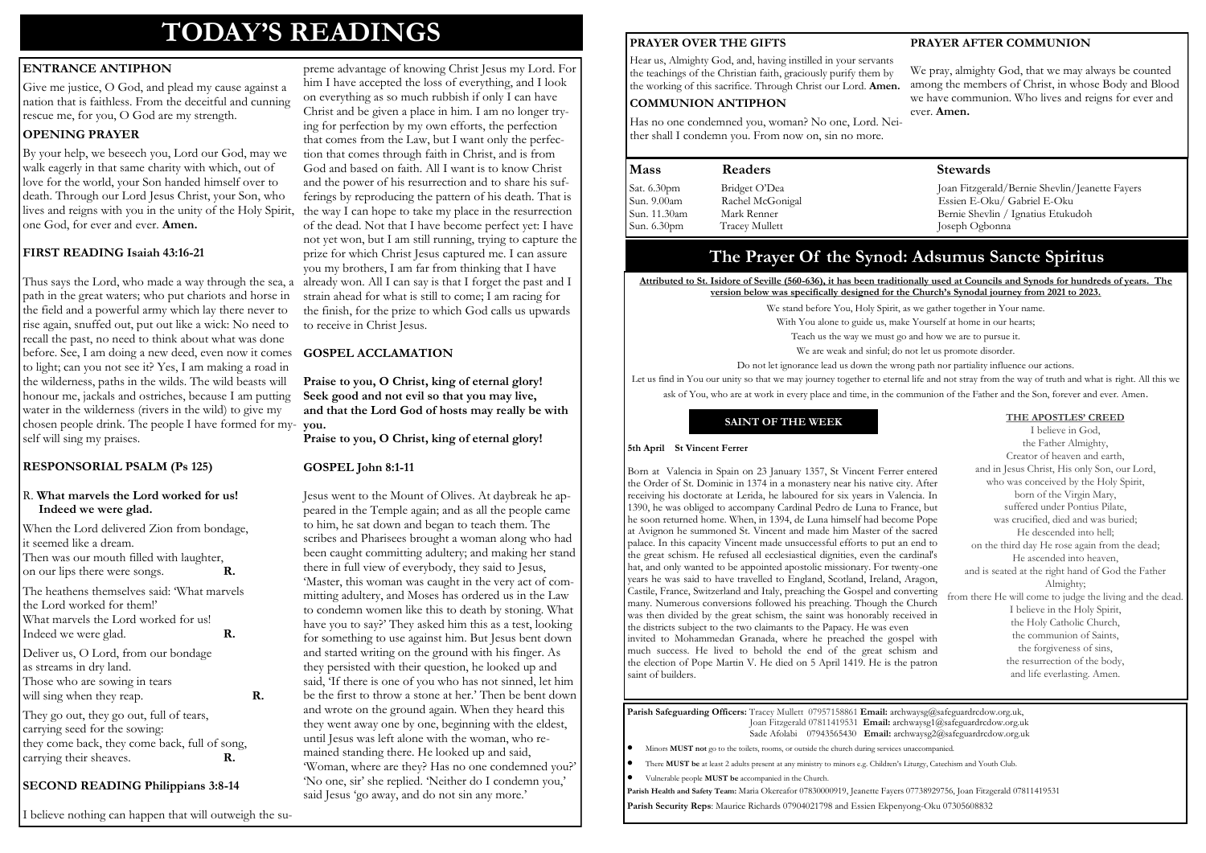# TODAY'S READINGS

## ENTRANCE ANTIPHON

Give me justice, O God, and plead my cause against a nation that is faithless. From the deceitful and cunning rescue me, for you, O God are my strength.

## OPENING PRAYER

By your help, we beseech you, Lord our God, may we walk eagerly in that same charity with which, out of love for the world, your Son handed himself over to death. Through our Lord Jesus Christ, your Son, who lives and reigns with you in the unity of the Holy Spirit, one God, for ever and ever. **Amen.**

## FIRST READING Isaiah 43:16-21

Thus says the Lord, who made a way through the sea, a path in the great waters; who put chariots and horse in the field and a powerful army which lay there never to rise again, snuffed out, put out like a wick: No need to recall the past, no need to think about what was done before. See, I am doing a new deed, even now it comes to light; can you not see it? Yes, I am making a road in the wilderness, paths in the wilds. The wild beasts will honour me, jackals and ostriches, because I am putting water in the wilderness (rivers in the wild) to give my chosen people drink. The people I have formed for myself will sing my praises.

## RESPONSORIAL PSALM (Ps 125)

R. **What marvels the Lord worked for us!**
**Indeed we were glad.**

When the Lord delivered Zion from bondage,
it seemed like a dream.
Then was our mouth filled with laughter,
on our lips there were songs. **R.**

The heathens themselves said: 'What marvels
the Lord worked for them!'
What marvels the Lord worked for us!
Indeed we were glad. **R.**

Deliver us, O Lord, from our bondage
as streams in dry land.
Those who are sowing in tears
will sing when they reap. **R.**

They go out, they go out, full of tears,
carrying seed for the sowing:
they come back, they come back, full of song,
carrying their sheaves. **R.**

## SECOND READING Philippians 3:8-14

I believe nothing can happen that will outweigh the supreme advantage of knowing Christ Jesus my Lord. For him I have accepted the loss of everything, and I look on everything as so much rubbish if only I can have Christ and be given a place in him. I am no longer trying for perfection by my own efforts, the perfection that comes from the Law, but I want only the perfection that comes through faith in Christ, and is from God and based on faith. All I want is to know Christ and the power of his resurrection and to share his sufferings by reproducing the pattern of his death. That is the way I can hope to take my place in the resurrection of the dead. Not that I have become perfect yet: I have not yet won, but I am still running, trying to capture the prize for which Christ Jesus captured me. I can assure you my brothers, I am far from thinking that I have already won. All I can say is that I forget the past and I strain ahead for what is still to come; I am racing for the finish, for the prize to which God calls us upwards to receive in Christ Jesus.

## GOSPEL ACCLAMATION

**Praise to you, O Christ, king of eternal glory!**
**Seek good and not evil so that you may live,**
**and that the Lord God of hosts may really be with you.**
**Praise to you, O Christ, king of eternal glory!**

## GOSPEL John 8:1-11

Jesus went to the Mount of Olives. At daybreak he appeared in the Temple again; and as all the people came to him, he sat down and began to teach them. The scribes and Pharisees brought a woman along who had been caught committing adultery; and making her stand there in full view of everybody, they said to Jesus, 'Master, this woman was caught in the very act of committing adultery, and Moses has ordered us in the Law to condemn women like this to death by stoning. What have you to say?' They asked him this as a test, looking for something to use against him. But Jesus bent down and started writing on the ground with his finger. As they persisted with their question, he looked up and said, 'If there is one of you who has not sinned, let him be the first to throw a stone at her.' Then he bent down and wrote on the ground again. When they heard this they went away one by one, beginning with the eldest, until Jesus was left alone with the woman, who remained standing there. He looked up and said, 'Woman, where are they? Has no one condemned you?' 'No one, sir' she replied. 'Neither do I condemn you,' said Jesus 'go away, and do not sin any more.'

## PRAYER OVER THE GIFTS

Hear us, Almighty God, and, having instilled in your servants the teachings of the Christian faith, graciously purify them by the working of this sacrifice. Through Christ our Lord. **Amen.**

## COMMUNION ANTIPHON

Has no one condemned you, woman? No one, Lord. Neither shall I condemn you. From now on, sin no more.

## PRAYER AFTER COMMUNION

We pray, almighty God, that we may always be counted among the members of Christ, in whose Body and Blood we have communion. Who lives and reigns for ever and ever. **Amen.**

| Mass | Readers | Stewards |
|---|---|---|
| Sat. 6.30pm | Bridget O'Dea | Joan Fitzgerald/Bernie Shevlin/Jeanette Fayers |
| Sun. 9.00am | Rachel McGonigal | Essien E-Oku/ Gabriel E-Oku |
| Sun. 11.30am | Mark Renner | Bernie Shevlin / Ignatius Etukudoh |
| Sun. 6.30pm | Tracey Mullett | Joseph Ogbonna |

# The Prayer Of the Synod: Adsumus Sancte Spiritus

**Attributed to St. Isidore of Seville (560-636), it has been traditionally used at Councils and Synods for hundreds of years. The version below was specifically designed for the Church's Synodal journey from 2021 to 2023.**

We stand before You, Holy Spirit, as we gather together in Your name.
With You alone to guide us, make Yourself at home in our hearts;
Teach us the way we must go and how we are to pursue it.
We are weak and sinful; do not let us promote disorder.
Do not let ignorance lead us down the wrong path nor partiality influence our actions.
Let us find in You our unity so that we may journey together to eternal life and not stray from the way of truth and what is right. All this we ask of You, who are at work in every place and time, in the communion of the Father and the Son, forever and ever. Amen.

## SAINT OF THE WEEK

**5th April St Vincent Ferrer**

Born at Valencia in Spain on 23 January 1357, St Vincent Ferrer entered the Order of St. Dominic in 1374 in a monastery near his native city. After receiving his doctorate at Lerida, he laboured for six years in Valencia. In 1390, he was obliged to accompany Cardinal Pedro de Luna to France, but he soon returned home. When, in 1394, de Luna himself had become Pope at Avignon he summoned St. Vincent and made him Master of the sacred palace. In this capacity Vincent made unsuccessful efforts to put an end to the great schism. He refused all ecclesiastical dignities, even the cardinal's hat, and only wanted to be appointed apostolic missionary. For twenty-one years he was said to have travelled to England, Scotland, Ireland, Aragon, Castile, France, Switzerland and Italy, preaching the Gospel and converting many. Numerous conversions followed his preaching. Though the Church was then divided by the great schism, the saint was honorably received in the districts subject to the two claimants to the Papacy. He was even invited to Mohammedan Granada, where he preached the gospel with much success. He lived to behold the end of the great schism and the election of Pope Martin V. He died on 5 April 1419. He is the patron saint of builders.

## THE APOSTLES' CREED

I believe in God,
the Father Almighty,
Creator of heaven and earth,
and in Jesus Christ, His only Son, our Lord,
who was conceived by the Holy Spirit,
born of the Virgin Mary,
suffered under Pontius Pilate,
was crucified, died and was buried;
He descended into hell;
on the third day He rose again from the dead;
He ascended into heaven,
and is seated at the right hand of God the Father Almighty;
from there He will come to judge the living and the dead.
I believe in the Holy Spirit,
the Holy Catholic Church,
the communion of Saints,
the forgiveness of sins,
the resurrection of the body,
and life everlasting. Amen.

**Parish Safeguarding Officers:** Tracey Mullett 07957158861 **Email:** archwaysg@safeguardrcdow.org.uk,
Joan Fitzgerald 07811419531 **Email:** archwaysg1@safeguardrcdow.org.uk
Sade Afolabi 07943565430 **Email:** archwaysg2@safeguardrcdow.org.uk

- Minors **MUST not** go to the toilets, rooms, or outside the church during services unaccompanied.
- There **MUST be** at least 2 adults present at any ministry to minors e.g. Children's Liturgy, Catechism and Youth Club.
- Vulnerable people **MUST be** accompanied in the Church.

**Parish Health and Safety Team:** Maria Okereafor 07830000919, Jeanette Fayers 07738929756, Joan Fitzgerald 07811419531

**Parish Security Reps**: Maurice Richards 07904021798 and Essien Ekpenyong-Oku 07305608832